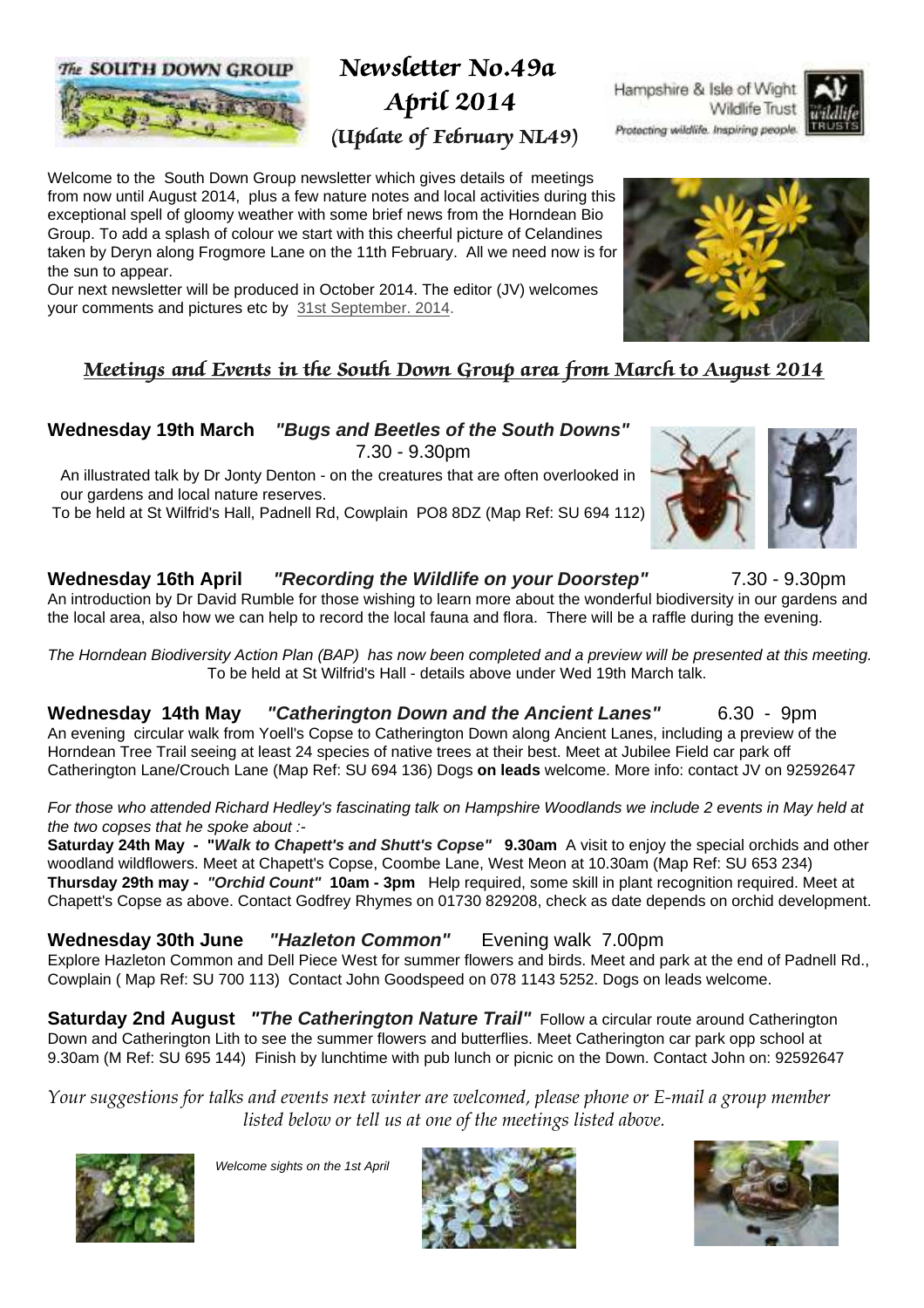The SOUTH DOWN GROUP

# Newsletter No.49a
# April 2014
## (Update of February NL49)

Hampshire & Isle of Wight Wildlife Trust
Protecting wildlife. Inspiring people.

Welcome to the South Down Group newsletter which gives details of meetings from now until August 2014, plus a few nature notes and local activities during this exceptional spell of gloomy weather with some brief news from the Horndean Bio Group. To add a splash of colour we start with this cheerful picture of Celandines taken by Deryn along Frogmore Lane on the 11th February. All we need now is for the sun to appear.

Our next newsletter will be produced in October 2014. The editor (JV) welcomes your comments and pictures etc by 31st September. 2014.

## Meetings and Events in the South Down Group area from March to August 2014

**Wednesday 19th March** ***"Bugs and Beetles of the South Downs"*** 7.30 - 9.30pm

An illustrated talk by Dr Jonty Denton - on the creatures that are often overlooked in our gardens and local nature reserves.

To be held at St Wilfrid's Hall, Padnell Rd, Cowplain PO8 8DZ (Map Ref: SU 694 112)

**Wednesday 16th April** ***"Recording the Wildlife on your Doorstep"*** 7.30 - 9.30pm

An introduction by Dr David Rumble for those wishing to learn more about the wonderful biodiversity in our gardens and the local area, also how we can help to record the local fauna and flora. There will be a raffle during the evening.

*The Horndean Biodiversity Action Plan (BAP) has now been completed and a preview will be presented at this meeting.* To be held at St Wilfrid's Hall - details above under Wed 19th March talk.

**Wednesday 14th May** ***"Catherington Down and the Ancient Lanes"*** 6.30 - 9pm

An evening circular walk from Yoell's Copse to Catherington Down along Ancient Lanes, including a preview of the Horndean Tree Trail seeing at least 24 species of native trees at their best. Meet at Jubilee Field car park off Catherington Lane/Crouch Lane (Map Ref: SU 694 136) Dogs **on leads** welcome. More info: contact JV on 92592647

*For those who attended Richard Hedley's fascinating talk on Hampshire Woodlands we include 2 events in May held at the two copses that he spoke about :-*

**Saturday 24th May - "*Walk to Chapett's and Shutt's Copse*" 9.30am** A visit to enjoy the special orchids and other woodland wildflowers. Meet at Chapett's Copse, Coombe Lane, West Meon at 10.30am (Map Ref: SU 653 234)

**Thursday 29th may - *"Orchid Count"* 10am - 3pm** Help required, some skill in plant recognition required. Meet at Chapett's Copse as above. Contact Godfrey Rhymes on 01730 829208, check as date depends on orchid development.

**Wednesday 30th June** ***"Hazleton Common"*** Evening walk 7.00pm

Explore Hazleton Common and Dell Piece West for summer flowers and birds. Meet and park at the end of Padnell Rd., Cowplain ( Map Ref: SU 700 113) Contact John Goodspeed on 078 1143 5252. Dogs on leads welcome.

**Saturday 2nd August** ***"The Catherington Nature Trail"*** Follow a circular route around Catherington Down and Catherington Lith to see the summer flowers and butterflies. Meet Catherington car park opp school at 9.30am (M Ref: SU 695 144) Finish by lunchtime with pub lunch or picnic on the Down. Contact John on: 92592647

*Your suggestions for talks and events next winter are welcomed, please phone or E-mail a group member listed below or tell us at one of the meetings listed above.*

*Welcome sights on the 1st April*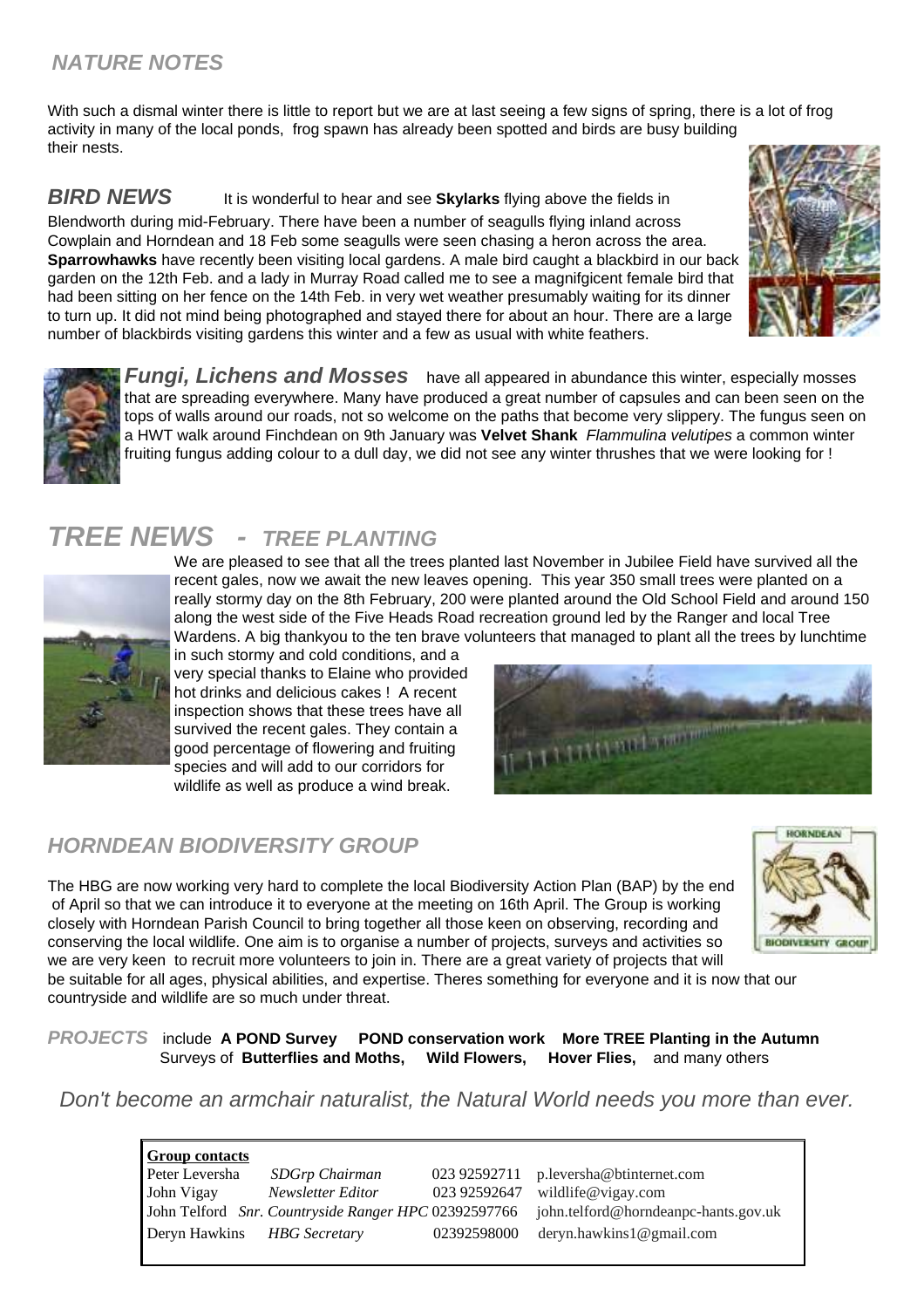## *NATURE NOTES*

With such a dismal winter there is little to report but we are at last seeing a few signs of spring, there is a lot of frog activity in many of the local ponds, frog spawn has already been spotted and birds are busy building their nests.

***BIRD NEWS*** It is wonderful to hear and see **Skylarks** flying above the fields in Blendworth during mid-February. There have been a number of seagulls flying inland across Cowplain and Horndean and 18 Feb some seagulls were seen chasing a heron across the area. **Sparrowhawks** have recently been visiting local gardens. A male bird caught a blackbird in our back garden on the 12th Feb. and a lady in Murray Road called me to see a magnifgicent female bird that had been sitting on her fence on the 14th Feb. in very wet weather presumably waiting for its dinner to turn up. It did not mind being photographed and stayed there for about an hour. There are a large number of blackbirds visiting gardens this winter and a few as usual with white feathers.

***Fungi, Lichens and Mosses*** have all appeared in abundance this winter, especially mosses that are spreading everywhere. Many have produced a great number of capsules and can been seen on the tops of walls around our roads, not so welcome on the paths that become very slippery. The fungus seen on a HWT walk around Finchdean on 9th January was **Velvet Shank** *Flammulina velutipes* a common winter fruiting fungus adding colour to a dull day, we did not see any winter thrushes that we were looking for !

## *TREE NEWS - TREE PLANTING*

We are pleased to see that all the trees planted last November in Jubilee Field have survived all the recent gales, now we await the new leaves opening. This year 350 small trees were planted on a really stormy day on the 8th February, 200 were planted around the Old School Field and around 150 along the west side of the Five Heads Road recreation ground led by the Ranger and local Tree Wardens. A big thankyou to the ten brave volunteers that managed to plant all the trees by lunchtime in such stormy and cold conditions, and a very special thanks to Elaine who provided hot drinks and delicious cakes ! A recent inspection shows that these trees have all survived the recent gales. They contain a good percentage of flowering and fruiting species and will add to our corridors for wildlife as well as produce a wind break.

## *HORNDEAN BIODIVERSITY GROUP*

The HBG are now working very hard to complete the local Biodiversity Action Plan (BAP) by the end of April so that we can introduce it to everyone at the meeting on 16th April. The Group is working closely with Horndean Parish Council to bring together all those keen on observing, recording and conserving the local wildlife. One aim is to organise a number of projects, surveys and activities so we are very keen to recruit more volunteers to join in. There are a great variety of projects that will be suitable for all ages, physical abilities, and expertise. Theres something for everyone and it is now that our countryside and wildlife are so much under threat.

***PROJECTS*** include **A POND Survey** **POND conservation work** **More TREE Planting in the Autumn**
Surveys of **Butterflies and Moths,** **Wild Flowers,** **Hover Flies,** and many others

*Don't become an armchair naturalist, the Natural World needs you more than ever.*

**Group contacts**

| | | | |
|---|---|---|---|
| Peter Leversha | *SDGrp Chairman* | 023 92592711 | p.leversha@btinternet.com |
| John Vigay | *Newsletter Editor* | 023 92592647 | wildlife@vigay.com |
| John Telford | *Snr. Countryside Ranger HPC* | 02392597766 | john.telford@horndeanpc-hants.gov.uk |
| Deryn Hawkins | *HBG Secretary* | 02392598000 | deryn.hawkins1@gmail.com |